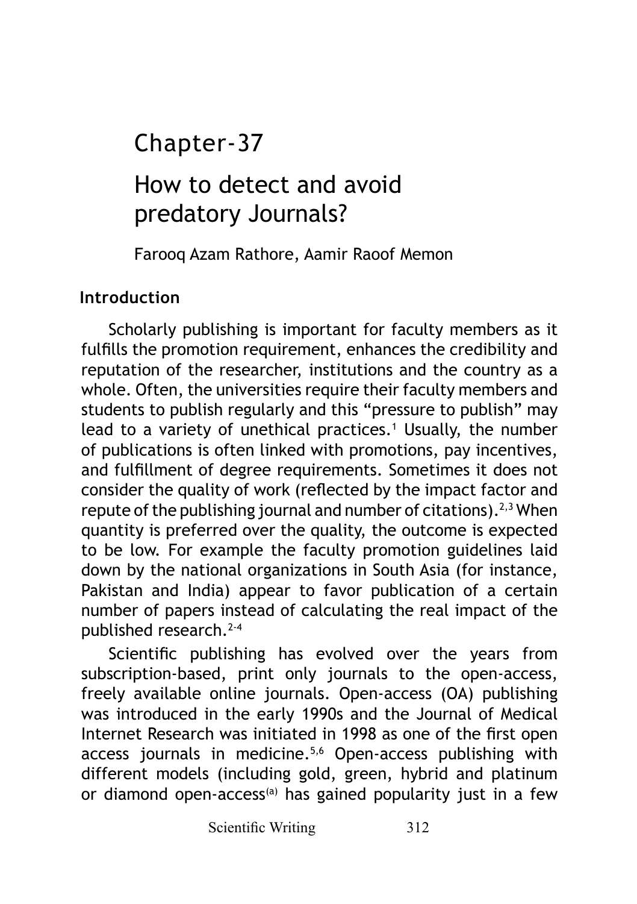# Chapter-37

# How to detect and avoid predatory Journals?

Farooq Azam Rathore, Aamir Raoof Memon

## Introduction

Scholarly publishing is important for faculty members as it fulfills the promotion requirement, enhances the credibility and reputation of the researcher, institutions and the country as a whole. Often, the universities require their faculty members and students to publish regularly and this "pressure to publish" may lead to a variety of unethical practices.[1] Usually, the number of publications is often linked with promotions, pay incentives, and fulfillment of degree requirements. Sometimes it does not consider the quality of work (reflected by the impact factor and repute of the publishing journal and number of citations).[2,3] When quantity is preferred over the quality, the outcome is expected to be low. For example the faculty promotion guidelines laid down by the national organizations in South Asia (for instance, Pakistan and India) appear to favor publication of a certain number of papers instead of calculating the real impact of the published research.[2-4]

Scientific publishing has evolved over the years from subscription-based, print only journals to the open-access, freely available online journals. Open-access (OA) publishing was introduced in the early 1990s and the Journal of Medical Internet Research was initiated in 1998 as one of the first open access journals in medicine.[5,6] Open-access publishing with different models (including gold, green, hybrid and platinum or diamond open-access[(a)] has gained popularity just in a few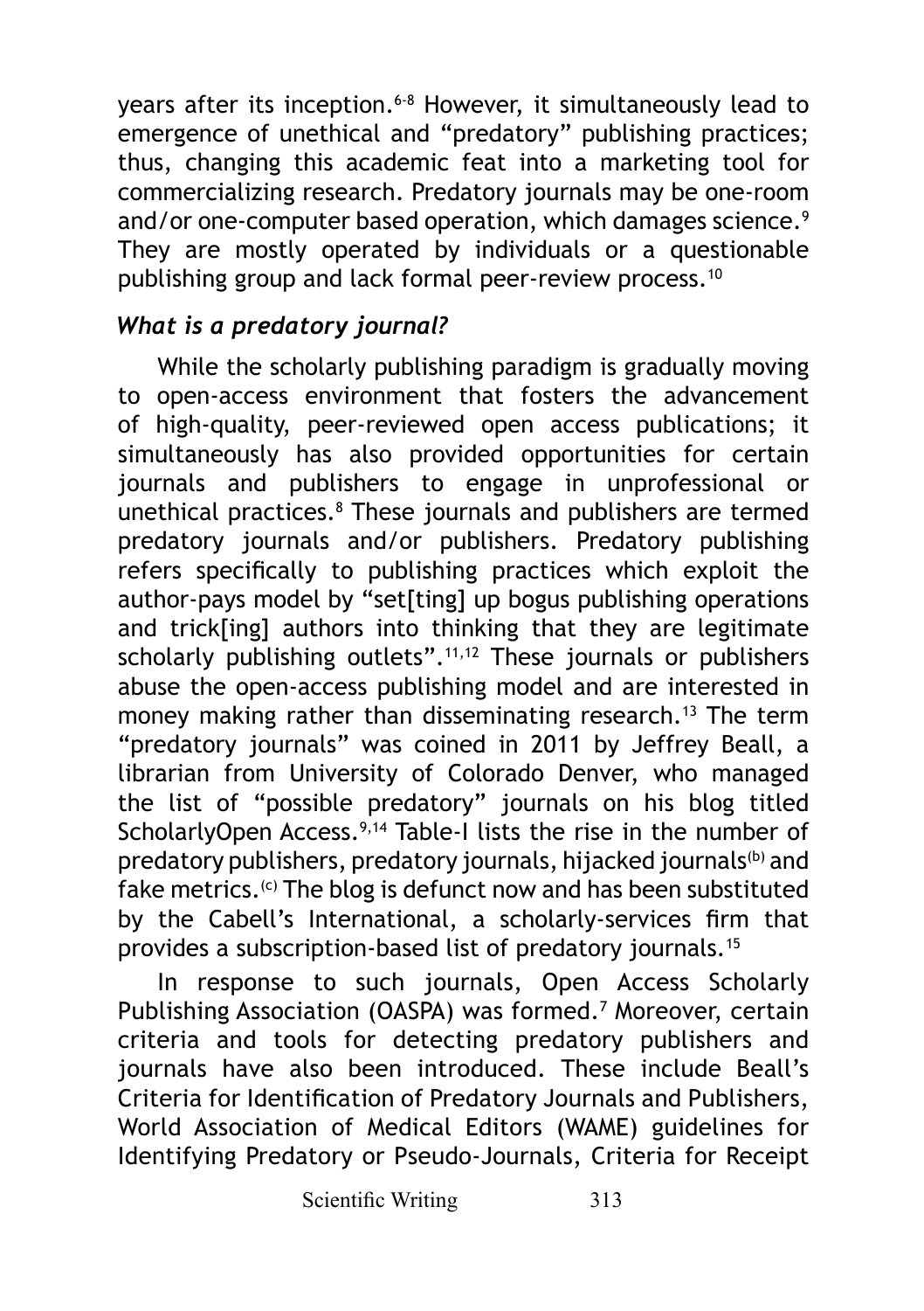years after its inception.[6-8] However, it simultaneously lead to emergence of unethical and "predatory" publishing practices; thus, changing this academic feat into a marketing tool for commercializing research. Predatory journals may be one-room and/or one-computer based operation, which damages science.[9] They are mostly operated by individuals or a questionable publishing group and lack formal peer-review process.[10]

### *What is a predatory journal?*

While the scholarly publishing paradigm is gradually moving to open-access environment that fosters the advancement of high-quality, peer-reviewed open access publications; it simultaneously has also provided opportunities for certain journals and publishers to engage in unprofessional or unethical practices.[8] These journals and publishers are termed predatory journals and/or publishers. Predatory publishing refers specifically to publishing practices which exploit the author-pays model by "set[ting] up bogus publishing operations and trick[ing] authors into thinking that they are legitimate scholarly publishing outlets".[11,12] These journals or publishers abuse the open-access publishing model and are interested in money making rather than disseminating research.[13] The term "predatory journals" was coined in 2011 by Jeffrey Beall, a librarian from University of Colorado Denver, who managed the list of "possible predatory" journals on his blog titled ScholarlyOpen Access.[9,14] Table-I lists the rise in the number of predatory publishers, predatory journals, hijacked journals[(b)] and fake metrics.[(c)] The blog is defunct now and has been substituted by the Cabell's International, a scholarly-services firm that provides a subscription-based list of predatory journals.[15]

In response to such journals, Open Access Scholarly Publishing Association (OASPA) was formed.[7] Moreover, certain criteria and tools for detecting predatory publishers and journals have also been introduced. These include Beall's Criteria for Identification of Predatory Journals and Publishers, World Association of Medical Editors (WAME) guidelines for Identifying Predatory or Pseudo-Journals, Criteria for Receipt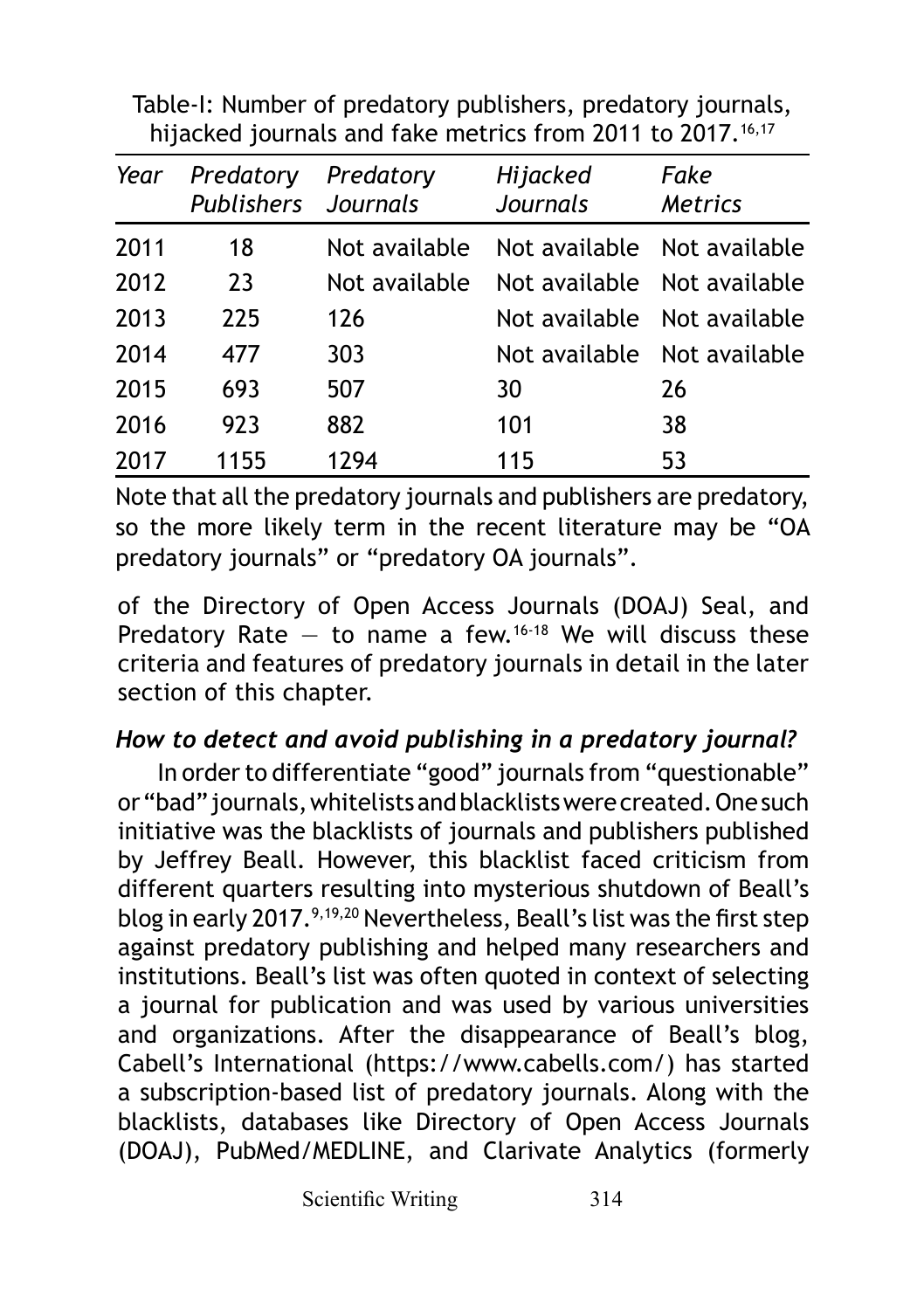Table-I: Number of predatory publishers, predatory journals, hijacked journals and fake metrics from 2011 to 2017.[16,17]

| *Year* | *Predatory Publishers* | *Predatory Journals* | *Hijacked Journals* | *Fake Metrics* |
|---|---|---|---|---|
| 2011 | 18 | Not available | Not available | Not available |
| 2012 | 23 | Not available | Not available | Not available |
| 2013 | 225 | 126 | Not available | Not available |
| 2014 | 477 | 303 | Not available | Not available |
| 2015 | 693 | 507 | 30 | 26 |
| 2016 | 923 | 882 | 101 | 38 |
| 2017 | 1155 | 1294 | 115 | 53 |

Note that all the predatory journals and publishers are predatory, so the more likely term in the recent literature may be "OA predatory journals" or "predatory OA journals".

of the Directory of Open Access Journals (DOAJ) Seal, and Predatory Rate — to name a few.[16-18] We will discuss these criteria and features of predatory journals in detail in the later section of this chapter.

### *How to detect and avoid publishing in a predatory journal?*

In order to differentiate "good" journals from "questionable" or "bad" journals, whitelists and blacklists were created. One such initiative was the blacklists of journals and publishers published by Jeffrey Beall. However, this blacklist faced criticism from different quarters resulting into mysterious shutdown of Beall's blog in early 2017.[9,19,20] Nevertheless, Beall's list was the first step against predatory publishing and helped many researchers and institutions. Beall's list was often quoted in context of selecting a journal for publication and was used by various universities and organizations. After the disappearance of Beall's blog, Cabell's International (https://www.cabells.com/) has started a subscription-based list of predatory journals. Along with the blacklists, databases like Directory of Open Access Journals (DOAJ), PubMed/MEDLINE, and Clarivate Analytics (formerly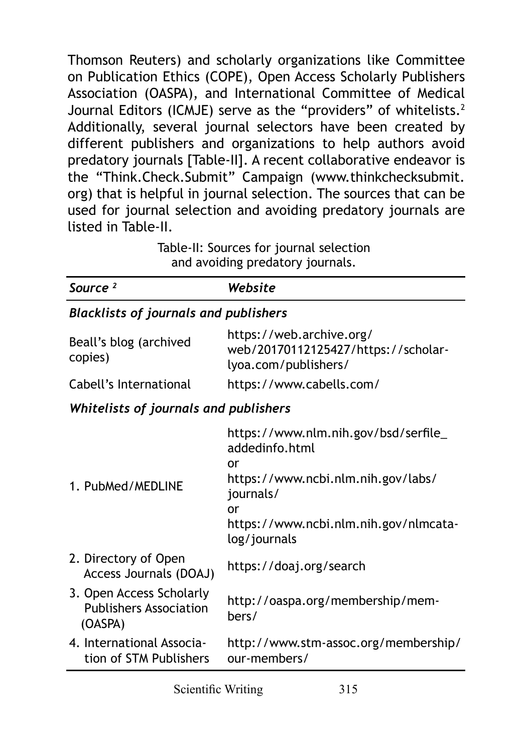Thomson Reuters) and scholarly organizations like Committee on Publication Ethics (COPE), Open Access Scholarly Publishers Association (OASPA), and International Committee of Medical Journal Editors (ICMJE) serve as the "providers" of whitelists.[2] Additionally, several journal selectors have been created by different publishers and organizations to help authors avoid predatory journals [Table-II]. A recent collaborative endeavor is the "Think.Check.Submit" Campaign (www.thinkchecksubmit.org) that is helpful in journal selection. The sources that can be used for journal selection and avoiding predatory journals are listed in Table-II.

Table-II: Sources for journal selection and avoiding predatory journals.

| *Source [2]* | *Website* |
|---|---|
| ***Blacklists of journals and publishers*** | |
| Beall's blog (archived copies) | https://web.archive.org/web/20170112125427/https://scholarlyoa.com/publishers/ |
| Cabell's International | https://www.cabells.com/ |
| ***Whitelists of journals and publishers*** | |
| 1. PubMed/MEDLINE | https://www.nlm.nih.gov/bsd/serfile_addedinfo.html or https://www.ncbi.nlm.nih.gov/labs/journals/ or https://www.ncbi.nlm.nih.gov/nlmcatalog/journals |
| 2. Directory of Open Access Journals (DOAJ) | https://doaj.org/search |
| 3. Open Access Scholarly Publishers Association (OASPA) | http://oaspa.org/membership/members/ |
| 4. International Association of STM Publishers | http://www.stm-assoc.org/membership/our-members/ |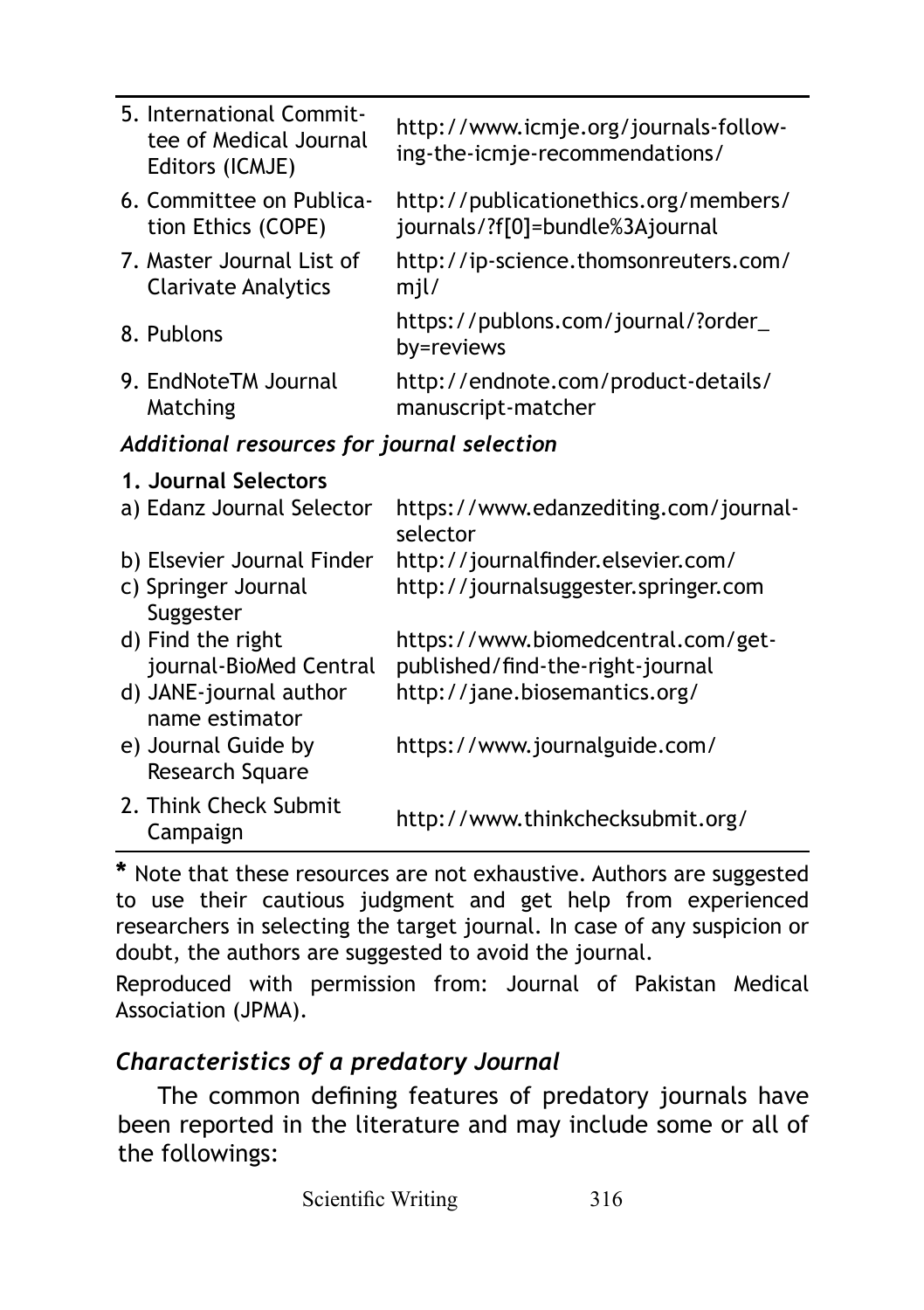| | |
|---|---|
| 5. International Committee of Medical Journal Editors (ICMJE) | http://www.icmje.org/journals-following-the-icmje-recommendations/ |
| 6. Committee on Publication Ethics (COPE) | http://publicationethics.org/members/journals/?f[0]=bundle%3Ajournal |
| 7. Master Journal List of Clarivate Analytics | http://ip-science.thomsonreuters.com/mjl/ |
| 8. Publons | https://publons.com/journal/?order_by=reviews |
| 9. EndNoteTM Journal Matching | http://endnote.com/product-details/manuscript-matcher |
| ***Additional resources for journal selection*** | |
| **1. Journal Selectors** | |
| a) Edanz Journal Selector | https://www.edanzediting.com/journal-selector |
| b) Elsevier Journal Finder | http://journalfinder.elsevier.com/ |
| c) Springer Journal Suggester | http://journalsuggester.springer.com |
| d) Find the right journal-BioMed Central | https://www.biomedcentral.com/get-published/find-the-right-journal |
| d) JANE-journal author name estimator | http://jane.biosemantics.org/ |
| e) Journal Guide by Research Square | https://www.journalguide.com/ |
| 2. Think Check Submit Campaign | http://www.thinkchecksubmit.org/ |

**\*** Note that these resources are not exhaustive. Authors are suggested to use their cautious judgment and get help from experienced researchers in selecting the target journal. In case of any suspicion or doubt, the authors are suggested to avoid the journal.

Reproduced with permission from: Journal of Pakistan Medical Association (JPMA).

### *Characteristics of a predatory Journal*

The common defining features of predatory journals have been reported in the literature and may include some or all of the followings: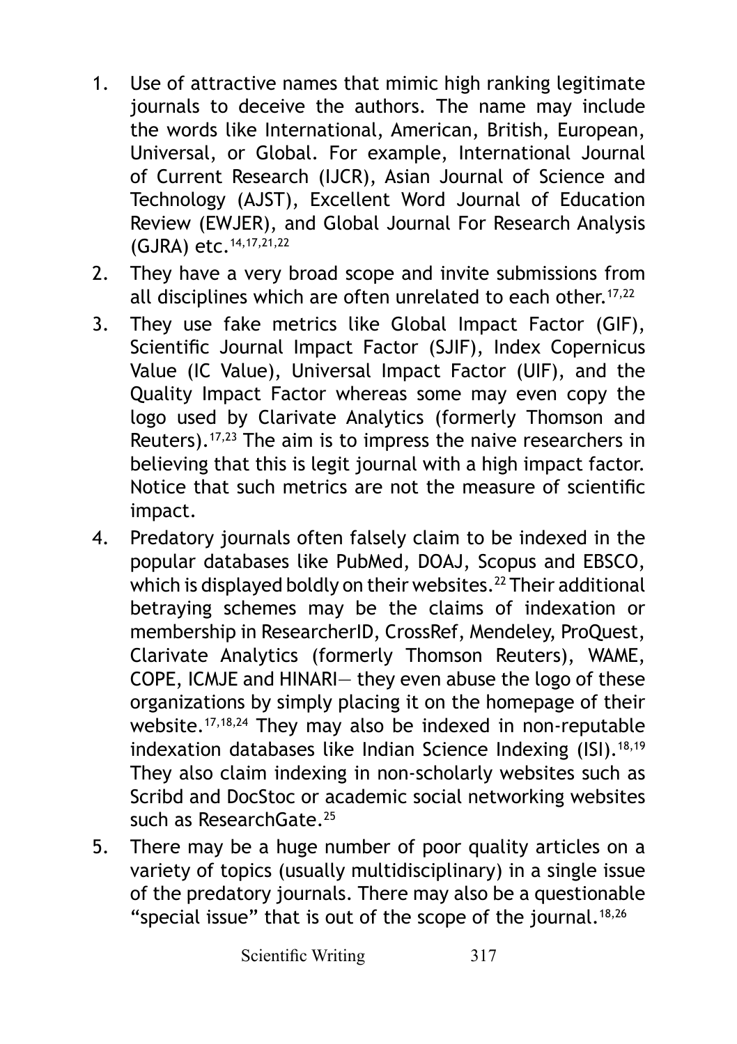1. Use of attractive names that mimic high ranking legitimate journals to deceive the authors. The name may include the words like International, American, British, European, Universal, or Global. For example, International Journal of Current Research (IJCR), Asian Journal of Science and Technology (AJST), Excellent Word Journal of Education Review (EWJER), and Global Journal For Research Analysis (GJRA) etc.[14,17,21,22]
2. They have a very broad scope and invite submissions from all disciplines which are often unrelated to each other.[17,22]
3. They use fake metrics like Global Impact Factor (GIF), Scientific Journal Impact Factor (SJIF), Index Copernicus Value (IC Value), Universal Impact Factor (UIF), and the Quality Impact Factor whereas some may even copy the logo used by Clarivate Analytics (formerly Thomson and Reuters).[17,23] The aim is to impress the naive researchers in believing that this is legit journal with a high impact factor. Notice that such metrics are not the measure of scientific impact.
4. Predatory journals often falsely claim to be indexed in the popular databases like PubMed, DOAJ, Scopus and EBSCO, which is displayed boldly on their websites.[22] Their additional betraying schemes may be the claims of indexation or membership in ResearcherID, CrossRef, Mendeley, ProQuest, Clarivate Analytics (formerly Thomson Reuters), WAME, COPE, ICMJE and HINARI— they even abuse the logo of these organizations by simply placing it on the homepage of their website.[17,18,24] They may also be indexed in non-reputable indexation databases like Indian Science Indexing (ISI).[18,19] They also claim indexing in non-scholarly websites such as Scribd and DocStoc or academic social networking websites such as ResearchGate.[25]
5. There may be a huge number of poor quality articles on a variety of topics (usually multidisciplinary) in a single issue of the predatory journals. There may also be a questionable "special issue" that is out of the scope of the journal.[18,26]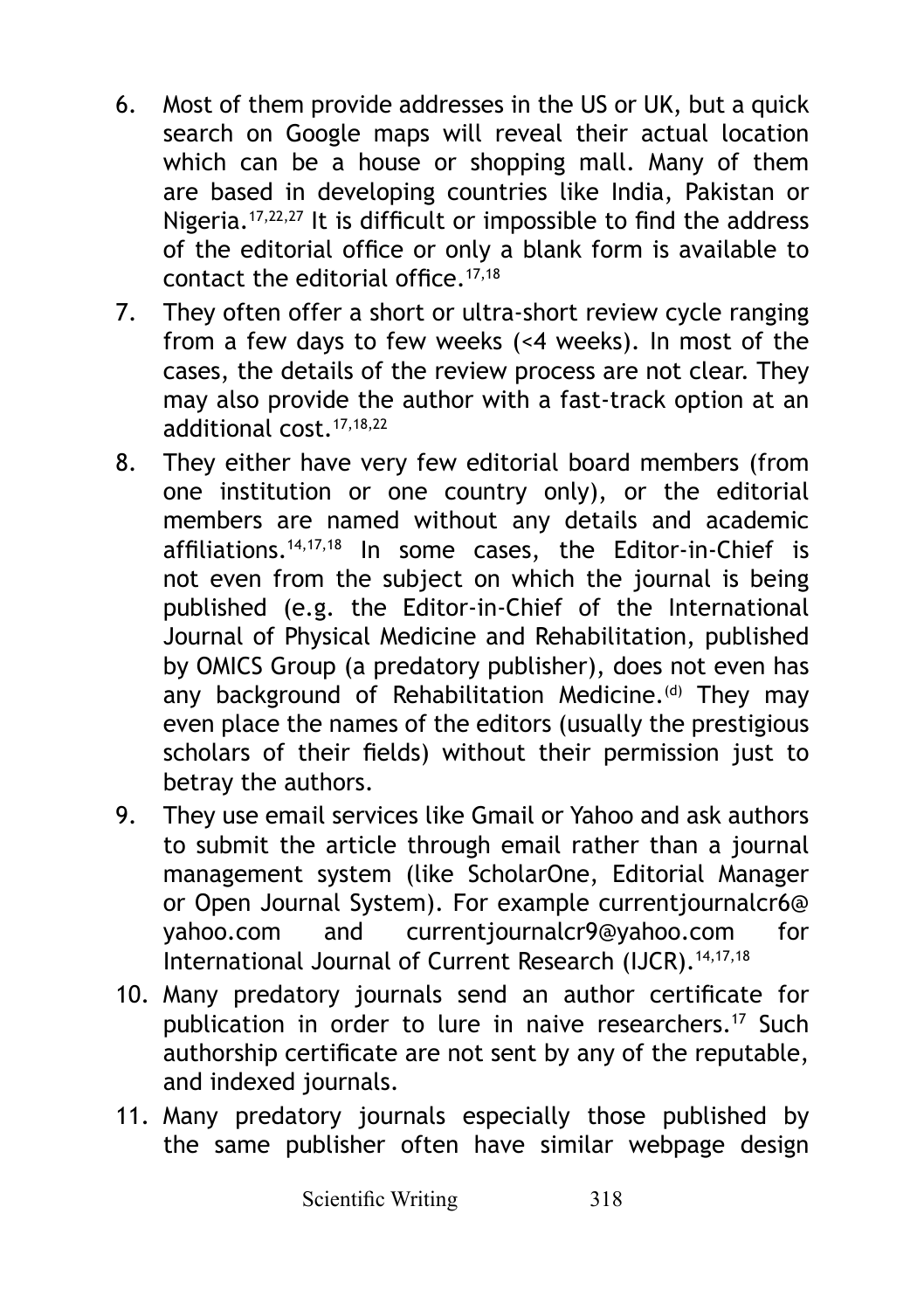6. Most of them provide addresses in the US or UK, but a quick search on Google maps will reveal their actual location which can be a house or shopping mall. Many of them are based in developing countries like India, Pakistan or Nigeria.[17,22,27] It is difficult or impossible to find the address of the editorial office or only a blank form is available to contact the editorial office.[17,18]
7. They often offer a short or ultra-short review cycle ranging from a few days to few weeks (<4 weeks). In most of the cases, the details of the review process are not clear. They may also provide the author with a fast-track option at an additional cost.[17,18,22]
8. They either have very few editorial board members (from one institution or one country only), or the editorial members are named without any details and academic affiliations.[14,17,18] In some cases, the Editor-in-Chief is not even from the subject on which the journal is being published (e.g. the Editor-in-Chief of the International Journal of Physical Medicine and Rehabilitation, published by OMICS Group (a predatory publisher), does not even has any background of Rehabilitation Medicine.[(d)] They may even place the names of the editors (usually the prestigious scholars of their fields) without their permission just to betray the authors.
9. They use email services like Gmail or Yahoo and ask authors to submit the article through email rather than a journal management system (like ScholarOne, Editorial Manager or Open Journal System). For example currentjournalcr6@yahoo.com and currentjournalcr9@yahoo.com for International Journal of Current Research (IJCR).[14,17,18]
10. Many predatory journals send an author certificate for publication in order to lure in naive researchers.[17] Such authorship certificate are not sent by any of the reputable, and indexed journals.
11. Many predatory journals especially those published by the same publisher often have similar webpage design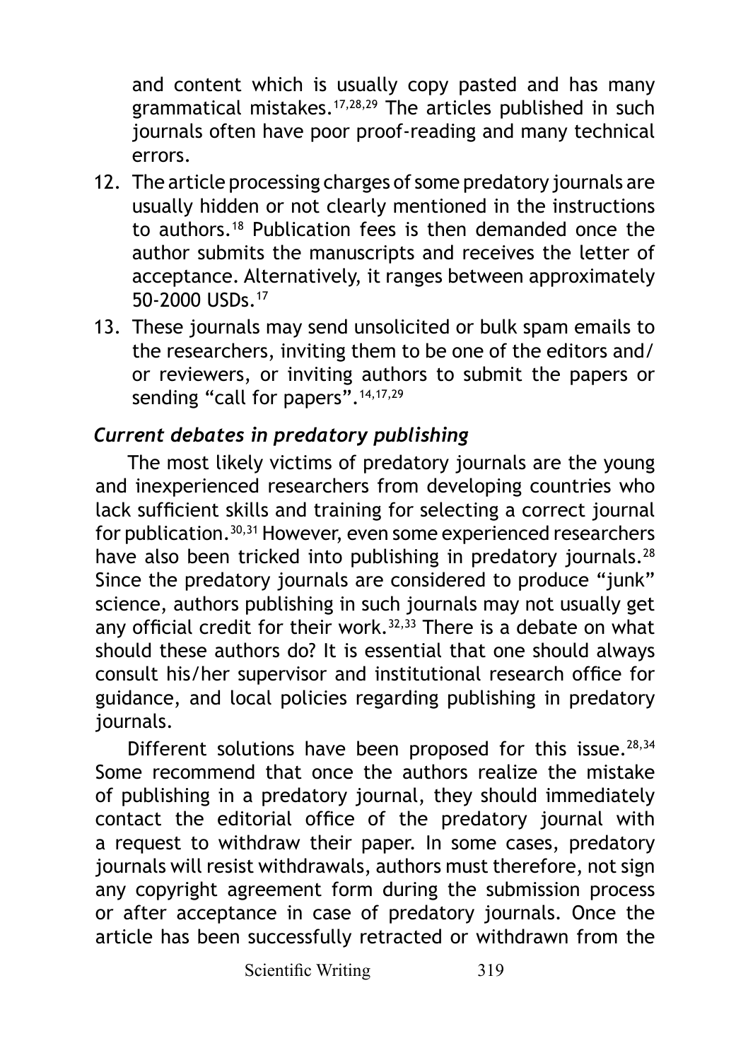and content which is usually copy pasted and has many grammatical mistakes.[17,28,29] The articles published in such journals often have poor proof-reading and many technical errors.

12. The article processing charges of some predatory journals are usually hidden or not clearly mentioned in the instructions to authors.[18] Publication fees is then demanded once the author submits the manuscripts and receives the letter of acceptance. Alternatively, it ranges between approximately 50-2000 USDs.[17]
13. These journals may send unsolicited or bulk spam emails to the researchers, inviting them to be one of the editors and/ or reviewers, or inviting authors to submit the papers or sending "call for papers".[14,17,29]

### *Current debates in predatory publishing*

The most likely victims of predatory journals are the young and inexperienced researchers from developing countries who lack sufficient skills and training for selecting a correct journal for publication.[30,31] However, even some experienced researchers have also been tricked into publishing in predatory journals.[28] Since the predatory journals are considered to produce "junk" science, authors publishing in such journals may not usually get any official credit for their work.[32,33] There is a debate on what should these authors do? It is essential that one should always consult his/her supervisor and institutional research office for guidance, and local policies regarding publishing in predatory journals.

Different solutions have been proposed for this issue.[28,34] Some recommend that once the authors realize the mistake of publishing in a predatory journal, they should immediately contact the editorial office of the predatory journal with a request to withdraw their paper. In some cases, predatory journals will resist withdrawals, authors must therefore, not sign any copyright agreement form during the submission process or after acceptance in case of predatory journals. Once the article has been successfully retracted or withdrawn from the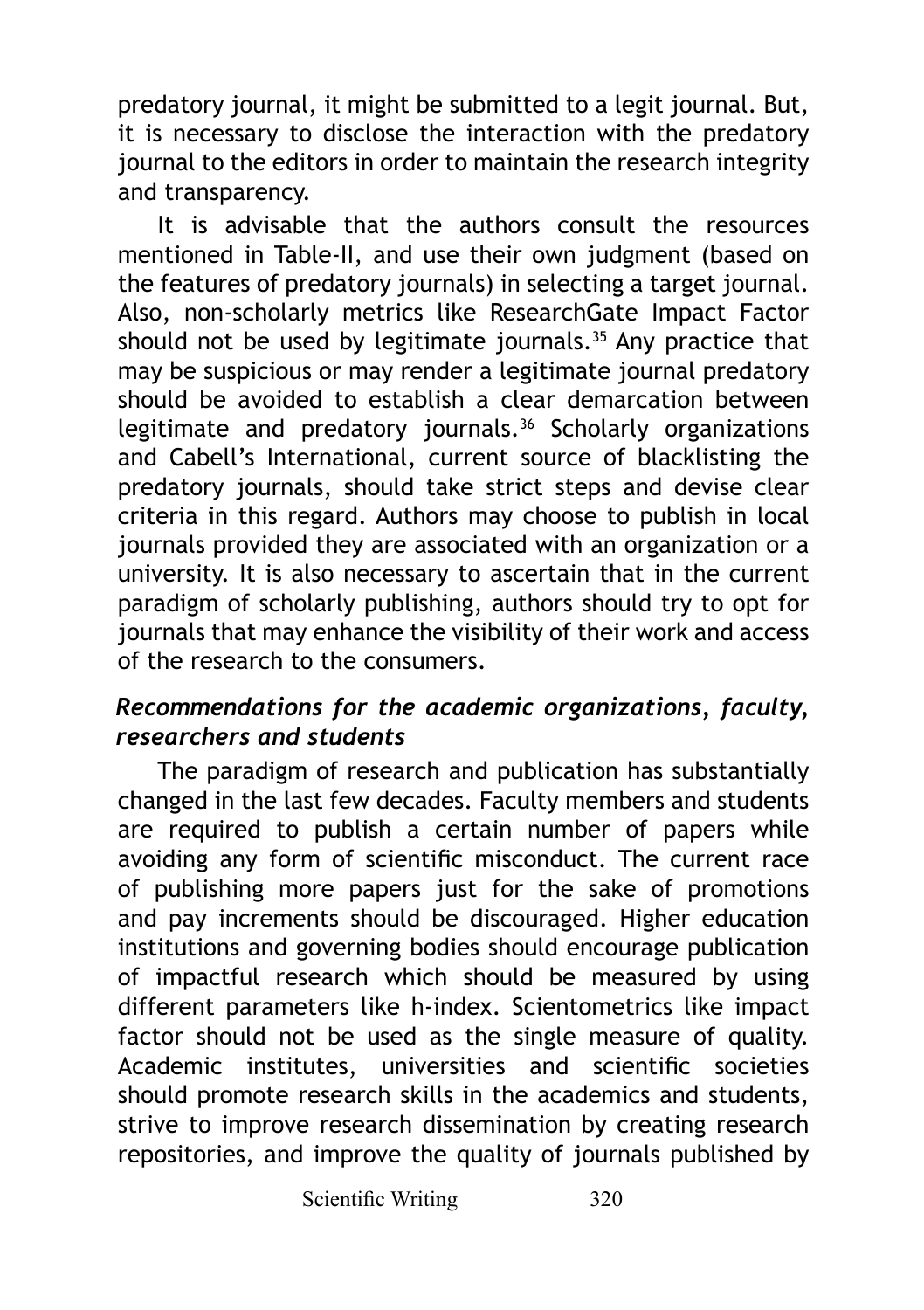predatory journal, it might be submitted to a legit journal. But, it is necessary to disclose the interaction with the predatory journal to the editors in order to maintain the research integrity and transparency.

It is advisable that the authors consult the resources mentioned in Table-II, and use their own judgment (based on the features of predatory journals) in selecting a target journal. Also, non-scholarly metrics like ResearchGate Impact Factor should not be used by legitimate journals.[35] Any practice that may be suspicious or may render a legitimate journal predatory should be avoided to establish a clear demarcation between legitimate and predatory journals.[36] Scholarly organizations and Cabell's International, current source of blacklisting the predatory journals, should take strict steps and devise clear criteria in this regard. Authors may choose to publish in local journals provided they are associated with an organization or a university. It is also necessary to ascertain that in the current paradigm of scholarly publishing, authors should try to opt for journals that may enhance the visibility of their work and access of the research to the consumers.

### *Recommendations for the academic organizations, faculty, researchers and students*

The paradigm of research and publication has substantially changed in the last few decades. Faculty members and students are required to publish a certain number of papers while avoiding any form of scientific misconduct. The current race of publishing more papers just for the sake of promotions and pay increments should be discouraged. Higher education institutions and governing bodies should encourage publication of impactful research which should be measured by using different parameters like h-index. Scientometrics like impact factor should not be used as the single measure of quality. Academic institutes, universities and scientific societies should promote research skills in the academics and students, strive to improve research dissemination by creating research repositories, and improve the quality of journals published by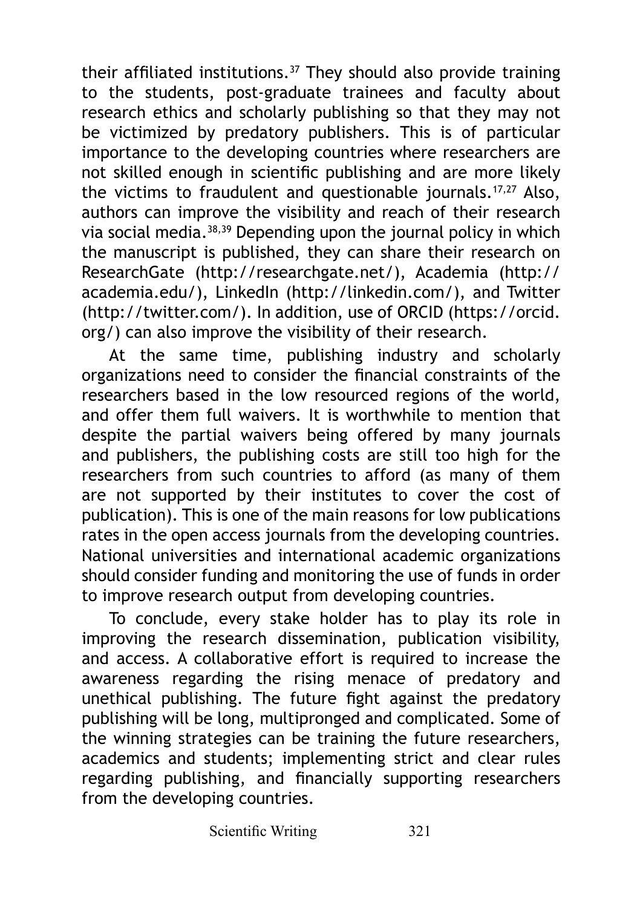their affiliated institutions.[37] They should also provide training to the students, post-graduate trainees and faculty about research ethics and scholarly publishing so that they may not be victimized by predatory publishers. This is of particular importance to the developing countries where researchers are not skilled enough in scientific publishing and are more likely the victims to fraudulent and questionable journals.[17,27] Also, authors can improve the visibility and reach of their research via social media.[38,39] Depending upon the journal policy in which the manuscript is published, they can share their research on ResearchGate (http://researchgate.net/), Academia (http://academia.edu/), LinkedIn (http://linkedin.com/), and Twitter (http://twitter.com/). In addition, use of ORCID (https://orcid.org/) can also improve the visibility of their research.

At the same time, publishing industry and scholarly organizations need to consider the financial constraints of the researchers based in the low resourced regions of the world, and offer them full waivers. It is worthwhile to mention that despite the partial waivers being offered by many journals and publishers, the publishing costs are still too high for the researchers from such countries to afford (as many of them are not supported by their institutes to cover the cost of publication). This is one of the main reasons for low publications rates in the open access journals from the developing countries. National universities and international academic organizations should consider funding and monitoring the use of funds in order to improve research output from developing countries.

To conclude, every stake holder has to play its role in improving the research dissemination, publication visibility, and access. A collaborative effort is required to increase the awareness regarding the rising menace of predatory and unethical publishing. The future fight against the predatory publishing will be long, multipronged and complicated. Some of the winning strategies can be training the future researchers, academics and students; implementing strict and clear rules regarding publishing, and financially supporting researchers from the developing countries.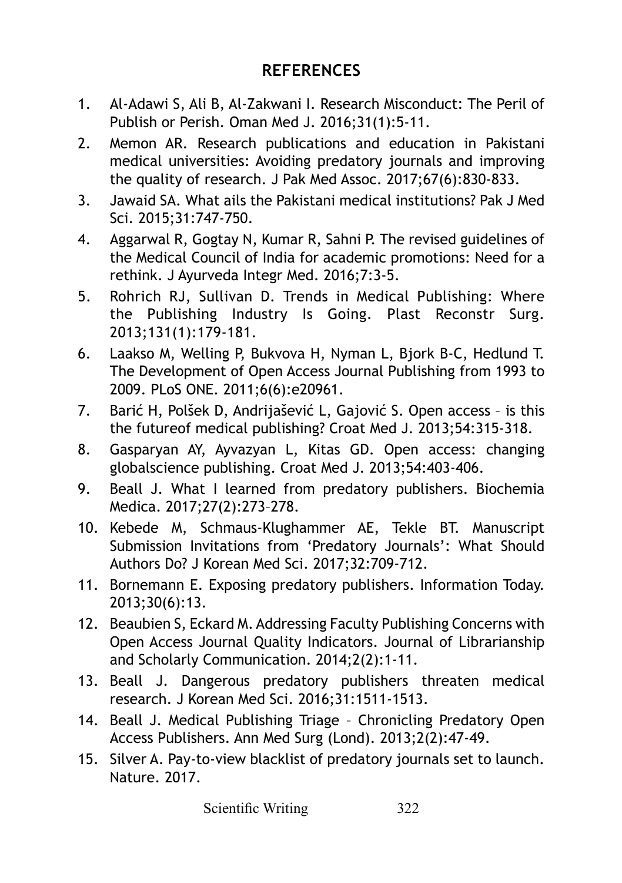## REFERENCES

1. Al-Adawi S, Ali B, Al-Zakwani I. Research Misconduct: The Peril of Publish or Perish. Oman Med J. 2016;31(1):5-11.
2. Memon AR. Research publications and education in Pakistani medical universities: Avoiding predatory journals and improving the quality of research. J Pak Med Assoc. 2017;67(6):830-833.
3. Jawaid SA. What ails the Pakistani medical institutions? Pak J Med Sci. 2015;31:747-750.
4. Aggarwal R, Gogtay N, Kumar R, Sahni P. The revised guidelines of the Medical Council of India for academic promotions: Need for a rethink. J Ayurveda Integr Med. 2016;7:3-5.
5. Rohrich RJ, Sullivan D. Trends in Medical Publishing: Where the Publishing Industry Is Going. Plast Reconstr Surg. 2013;131(1):179-181.
6. Laakso M, Welling P, Bukvova H, Nyman L, Bjork B-C, Hedlund T. The Development of Open Access Journal Publishing from 1993 to 2009. PLoS ONE. 2011;6(6):e20961.
7. Barić H, Polšek D, Andrijašević L, Gajović S. Open access – is this the futureof medical publishing? Croat Med J. 2013;54:315-318.
8. Gasparyan AY, Ayvazyan L, Kitas GD. Open access: changing globalscience publishing. Croat Med J. 2013;54:403-406.
9. Beall J. What I learned from predatory publishers. Biochemia Medica. 2017;27(2):273–278.
10. Kebede M, Schmaus-Klughammer AE, Tekle BT. Manuscript Submission Invitations from 'Predatory Journals': What Should Authors Do? J Korean Med Sci. 2017;32:709-712.
11. Bornemann E. Exposing predatory publishers. Information Today. 2013;30(6):13.
12. Beaubien S, Eckard M. Addressing Faculty Publishing Concerns with Open Access Journal Quality Indicators. Journal of Librarianship and Scholarly Communication. 2014;2(2):1-11.
13. Beall J. Dangerous predatory publishers threaten medical research. J Korean Med Sci. 2016;31:1511-1513.
14. Beall J. Medical Publishing Triage – Chronicling Predatory Open Access Publishers. Ann Med Surg (Lond). 2013;2(2):47-49.
15. Silver A. Pay-to-view blacklist of predatory journals set to launch. Nature. 2017.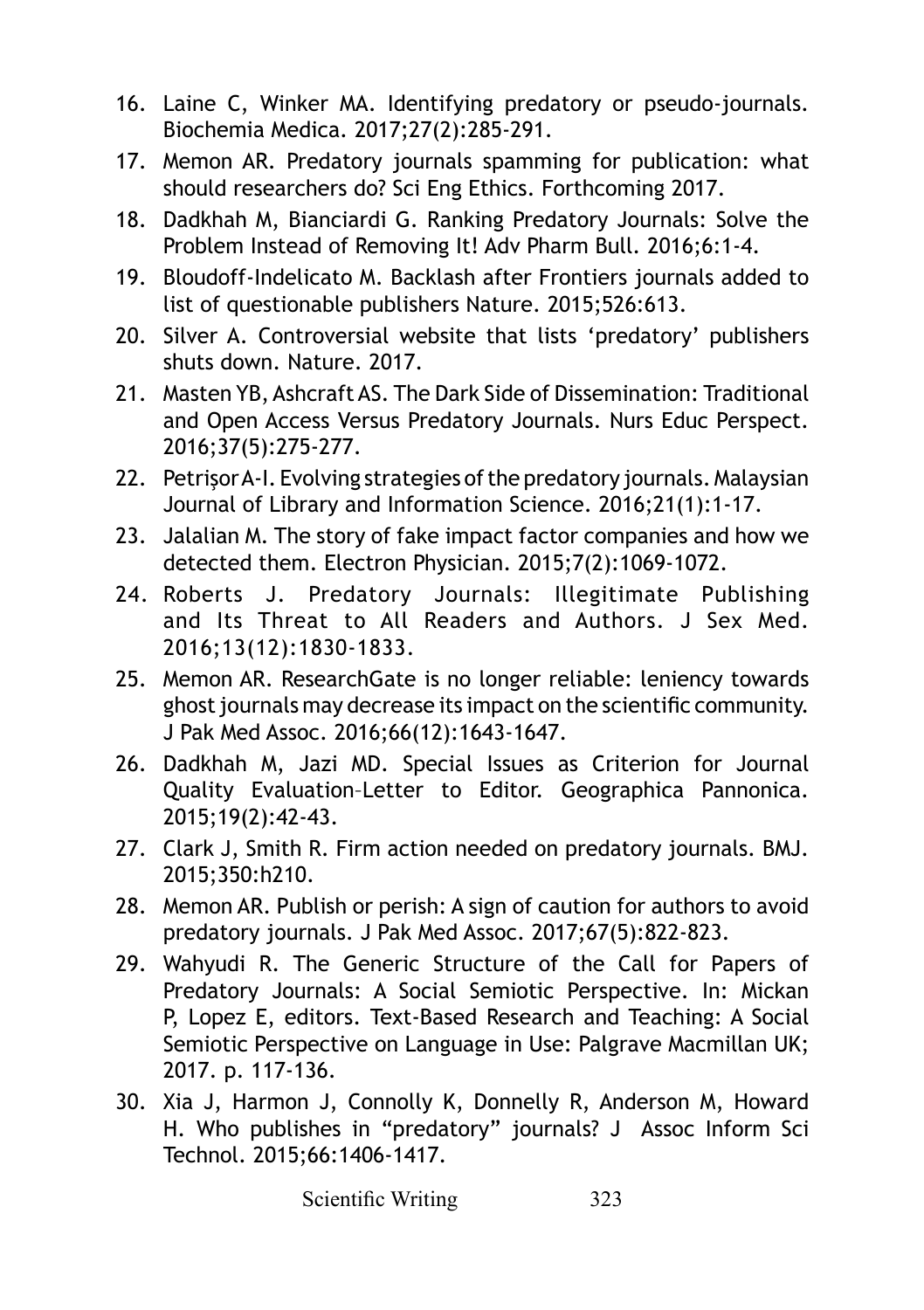16. Laine C, Winker MA. Identifying predatory or pseudo-journals. Biochemia Medica. 2017;27(2):285-291.
17. Memon AR. Predatory journals spamming for publication: what should researchers do? Sci Eng Ethics. Forthcoming 2017.
18. Dadkhah M, Bianciardi G. Ranking Predatory Journals: Solve the Problem Instead of Removing It! Adv Pharm Bull. 2016;6:1-4.
19. Bloudoff-Indelicato M. Backlash after Frontiers journals added to list of questionable publishers Nature. 2015;526:613.
20. Silver A. Controversial website that lists 'predatory' publishers shuts down. Nature. 2017.
21. Masten YB, Ashcraft AS. The Dark Side of Dissemination: Traditional and Open Access Versus Predatory Journals. Nurs Educ Perspect. 2016;37(5):275-277.
22. Petrişor A-I. Evolving strategies of the predatory journals. Malaysian Journal of Library and Information Science. 2016;21(1):1-17.
23. Jalalian M. The story of fake impact factor companies and how we detected them. Electron Physician. 2015;7(2):1069-1072.
24. Roberts J. Predatory Journals: Illegitimate Publishing and Its Threat to All Readers and Authors. J Sex Med. 2016;13(12):1830-1833.
25. Memon AR. ResearchGate is no longer reliable: leniency towards ghost journals may decrease its impact on the scientific community. J Pak Med Assoc. 2016;66(12):1643-1647.
26. Dadkhah M, Jazi MD. Special Issues as Criterion for Journal Quality Evaluation–Letter to Editor. Geographica Pannonica. 2015;19(2):42-43.
27. Clark J, Smith R. Firm action needed on predatory journals. BMJ. 2015;350:h210.
28. Memon AR. Publish or perish: A sign of caution for authors to avoid predatory journals. J Pak Med Assoc. 2017;67(5):822-823.
29. Wahyudi R. The Generic Structure of the Call for Papers of Predatory Journals: A Social Semiotic Perspective. In: Mickan P, Lopez E, editors. Text-Based Research and Teaching: A Social Semiotic Perspective on Language in Use: Palgrave Macmillan UK; 2017. p. 117-136.
30. Xia J, Harmon J, Connolly K, Donnelly R, Anderson M, Howard H. Who publishes in "predatory" journals? J Assoc Inform Sci Technol. 2015;66:1406-1417.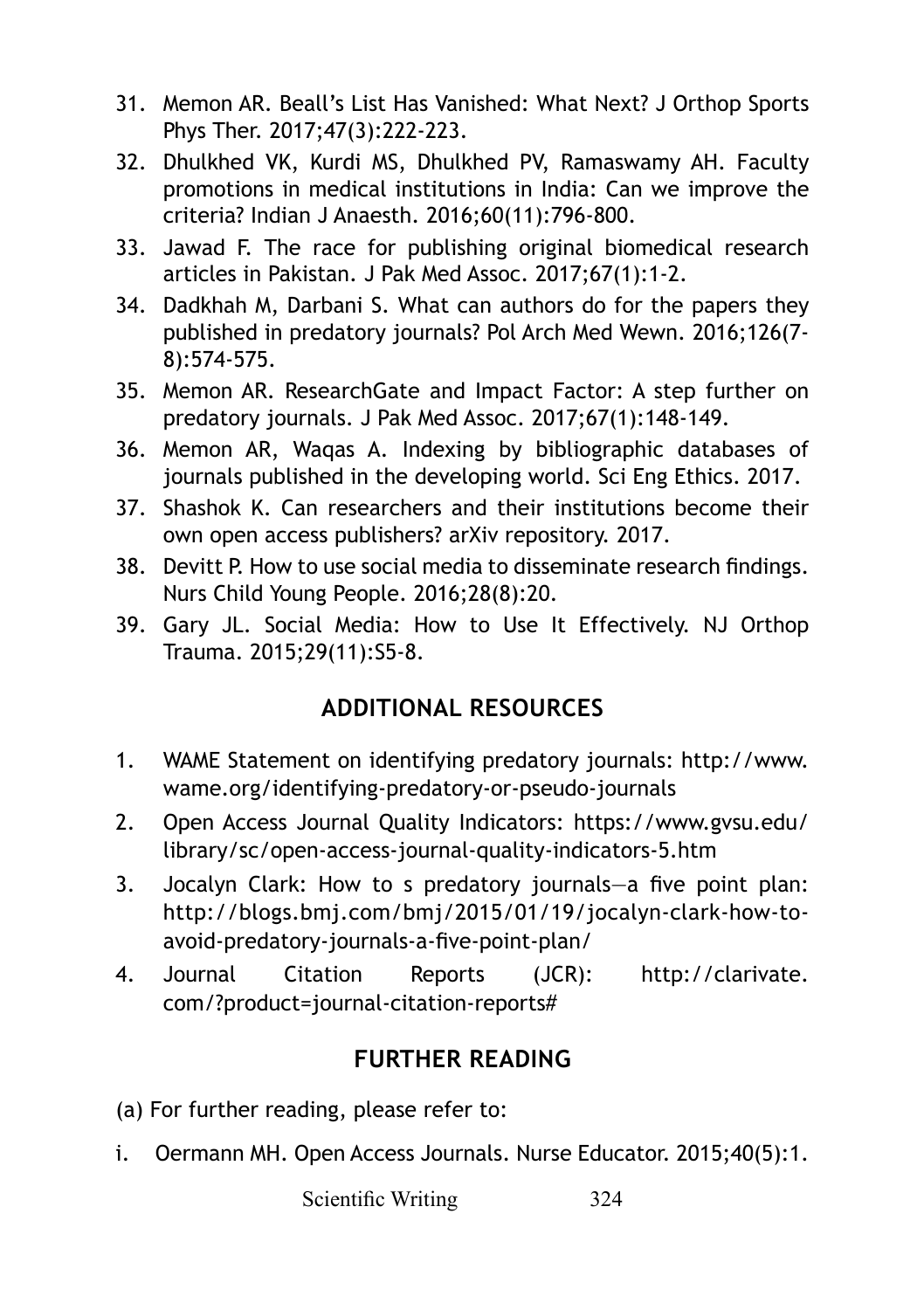31. Memon AR. Beall's List Has Vanished: What Next? J Orthop Sports Phys Ther. 2017;47(3):222-223.
32. Dhulkhed VK, Kurdi MS, Dhulkhed PV, Ramaswamy AH. Faculty promotions in medical institutions in India: Can we improve the criteria? Indian J Anaesth. 2016;60(11):796-800.
33. Jawad F. The race for publishing original biomedical research articles in Pakistan. J Pak Med Assoc. 2017;67(1):1-2.
34. Dadkhah M, Darbani S. What can authors do for the papers they published in predatory journals? Pol Arch Med Wewn. 2016;126(7-8):574-575.
35. Memon AR. ResearchGate and Impact Factor: A step further on predatory journals. J Pak Med Assoc. 2017;67(1):148-149.
36. Memon AR, Waqas A. Indexing by bibliographic databases of journals published in the developing world. Sci Eng Ethics. 2017.
37. Shashok K. Can researchers and their institutions become their own open access publishers? arXiv repository. 2017.
38. Devitt P. How to use social media to disseminate research findings. Nurs Child Young People. 2016;28(8):20.
39. Gary JL. Social Media: How to Use It Effectively. NJ Orthop Trauma. 2015;29(11):S5-8.

## ADDITIONAL RESOURCES

1. WAME Statement on identifying predatory journals: http://www.wame.org/identifying-predatory-or-pseudo-journals
2. Open Access Journal Quality Indicators: https://www.gvsu.edu/library/sc/open-access-journal-quality-indicators-5.htm
3. Jocalyn Clark: How to s predatory journals—a five point plan: http://blogs.bmj.com/bmj/2015/01/19/jocalyn-clark-how-to-avoid-predatory-journals-a-five-point-plan/
4. Journal Citation Reports (JCR): http://clarivate.com/?product=journal-citation-reports#

## FURTHER READING

(a) For further reading, please refer to:

i. Oermann MH. Open Access Journals. Nurse Educator. 2015;40(5):1.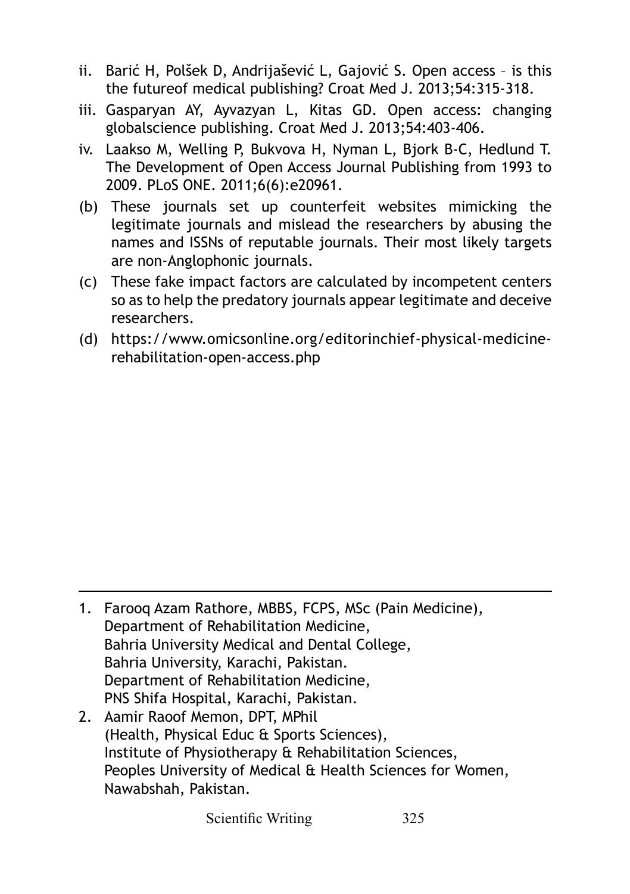ii. Barić H, Polšek D, Andrijašević L, Gajović S. Open access – is this the futureof medical publishing? Croat Med J. 2013;54:315-318.

iii. Gasparyan AY, Ayvazyan L, Kitas GD. Open access: changing globalscience publishing. Croat Med J. 2013;54:403-406.

iv. Laakso M, Welling P, Bukvova H, Nyman L, Bjork B-C, Hedlund T. The Development of Open Access Journal Publishing from 1993 to 2009. PLoS ONE. 2011;6(6):e20961.

(b) These journals set up counterfeit websites mimicking the legitimate journals and mislead the researchers by abusing the names and ISSNs of reputable journals. Their most likely targets are non-Anglophonic journals.

(c) These fake impact factors are calculated by incompetent centers so as to help the predatory journals appear legitimate and deceive researchers.

(d) https://www.omicsonline.org/editorinchief-physical-medicine-rehabilitation-open-access.php

---

1. Farooq Azam Rathore, MBBS, FCPS, MSc (Pain Medicine), Department of Rehabilitation Medicine, Bahria University Medical and Dental College, Bahria University, Karachi, Pakistan. Department of Rehabilitation Medicine, PNS Shifa Hospital, Karachi, Pakistan.
2. Aamir Raoof Memon, DPT, MPhil (Health, Physical Educ & Sports Sciences), Institute of Physiotherapy & Rehabilitation Sciences, Peoples University of Medical & Health Sciences for Women, Nawabshah, Pakistan.